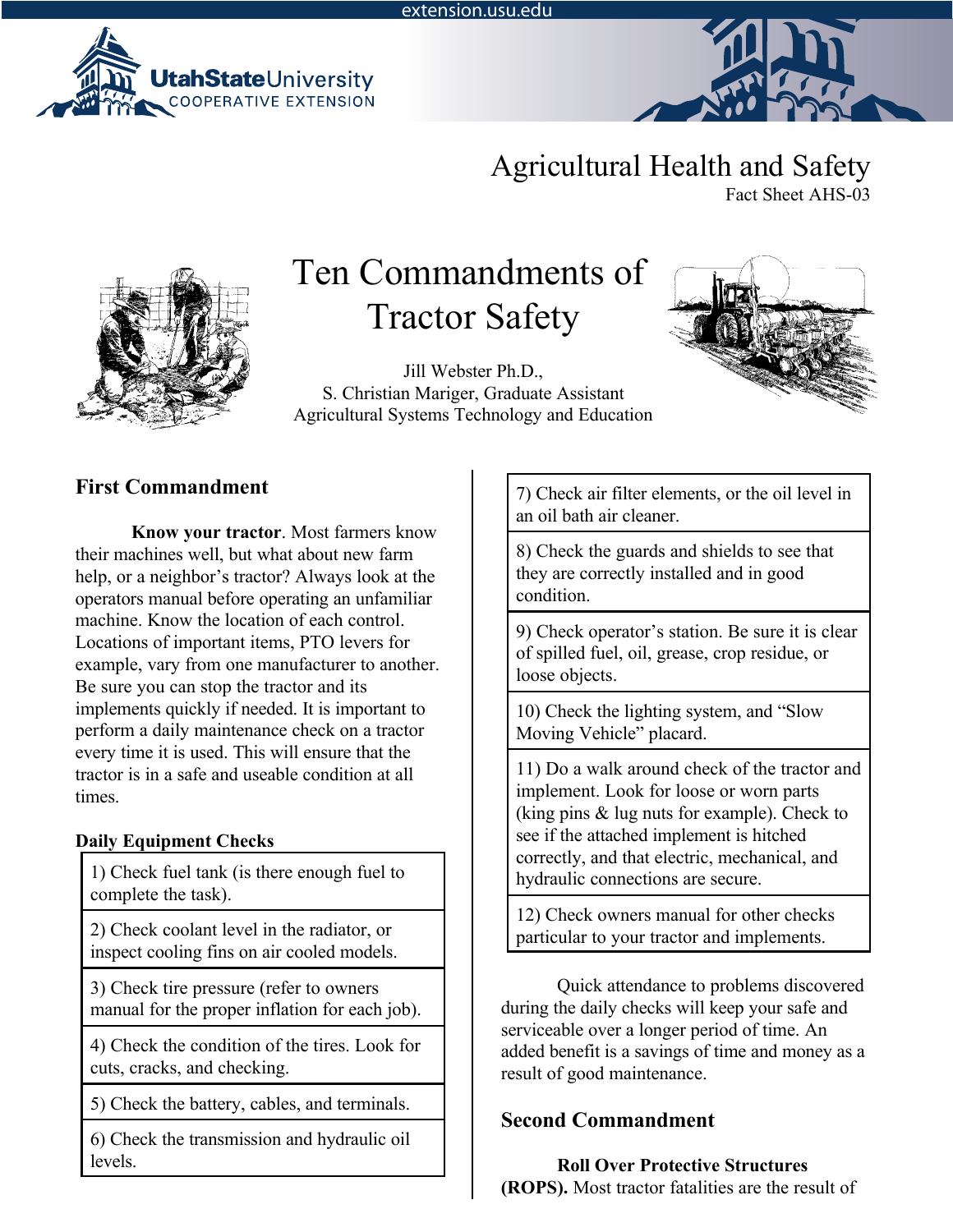Agricultural Health and Safety
Fact Sheet AHS-03

# Ten Commandments of Tractor Safety

Jill Webster Ph.D.,
S. Christian Mariger, Graduate Assistant
Agricultural Systems Technology and Education

## First Commandment

**Know your tractor**. Most farmers know their machines well, but what about new farm help, or a neighbor's tractor? Always look at the operators manual before operating an unfamiliar machine. Know the location of each control. Locations of important items, PTO levers for example, vary from one manufacturer to another. Be sure you can stop the tractor and its implements quickly if needed. It is important to perform a daily maintenance check on a tractor every time it is used. This will ensure that the tractor is in a safe and useable condition at all times.

### Daily Equipment Checks

| |
|---|
| 1) Check fuel tank (is there enough fuel to complete the task). |
| 2) Check coolant level in the radiator, or inspect cooling fins on air cooled models. |
| 3) Check tire pressure (refer to owners manual for the proper inflation for each job). |
| 4) Check the condition of the tires. Look for cuts, cracks, and checking. |
| 5) Check the battery, cables, and terminals. |
| 6) Check the transmission and hydraulic oil levels. |
| 7) Check air filter elements, or the oil level in an oil bath air cleaner. |
| 8) Check the guards and shields to see that they are correctly installed and in good condition. |
| 9) Check operator's station. Be sure it is clear of spilled fuel, oil, grease, crop residue, or loose objects. |
| 10) Check the lighting system, and "Slow Moving Vehicle" placard. |
| 11) Do a walk around check of the tractor and implement. Look for loose or worn parts (king pins & lug nuts for example). Check to see if the attached implement is hitched correctly, and that electric, mechanical, and hydraulic connections are secure. |
| 12) Check owners manual for other checks particular to your tractor and implements. |

Quick attendance to problems discovered during the daily checks will keep your safe and serviceable over a longer period of time. An added benefit is a savings of time and money as a result of good maintenance.

## Second Commandment

**Roll Over Protective Structures (ROPS).** Most tractor fatalities are the result of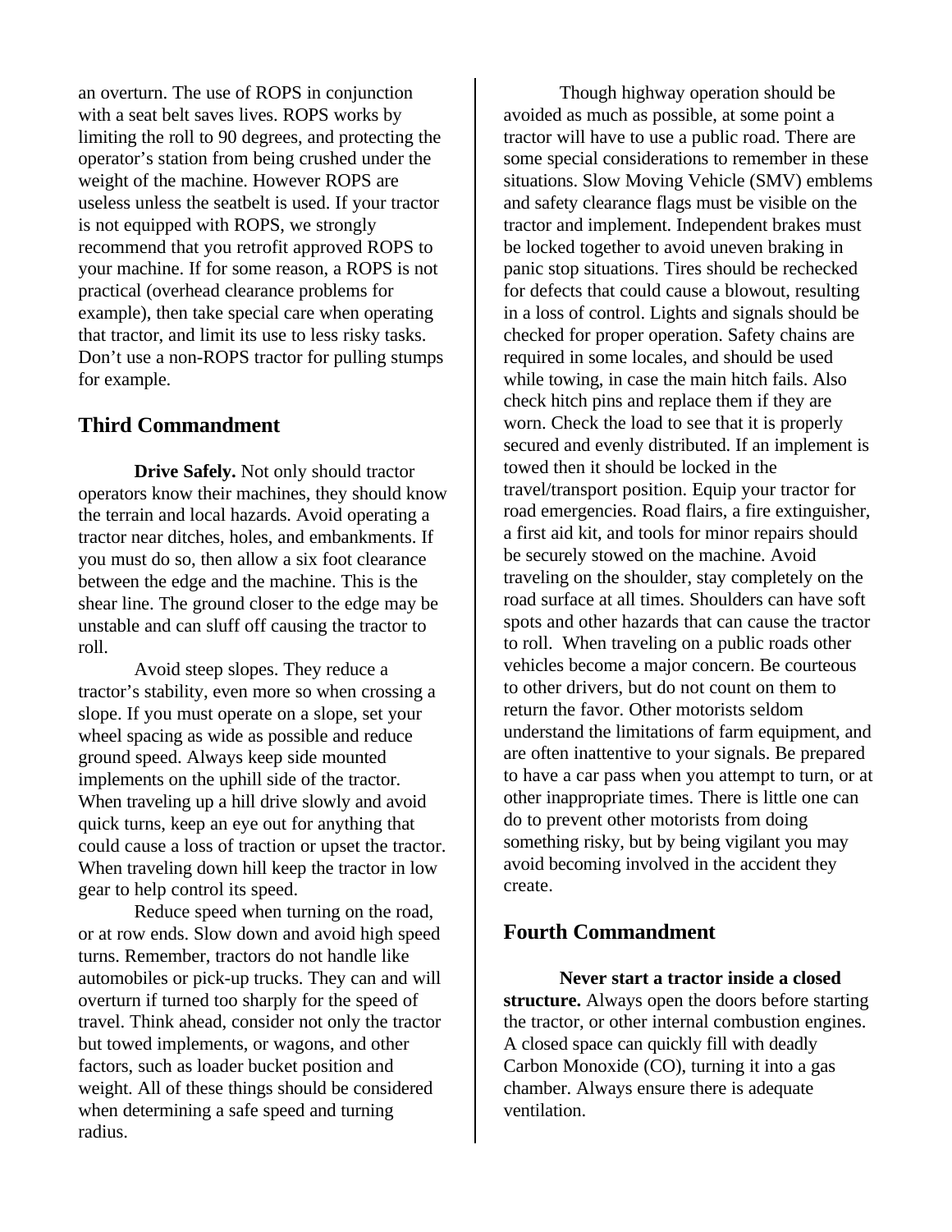an overturn. The use of ROPS in conjunction with a seat belt saves lives. ROPS works by limiting the roll to 90 degrees, and protecting the operator's station from being crushed under the weight of the machine. However ROPS are useless unless the seatbelt is used. If your tractor is not equipped with ROPS, we strongly recommend that you retrofit approved ROPS to your machine. If for some reason, a ROPS is not practical (overhead clearance problems for example), then take special care when operating that tractor, and limit its use to less risky tasks. Don't use a non-ROPS tractor for pulling stumps for example.

## Third Commandment

**Drive Safely.** Not only should tractor operators know their machines, they should know the terrain and local hazards. Avoid operating a tractor near ditches, holes, and embankments. If you must do so, then allow a six foot clearance between the edge and the machine. This is the shear line. The ground closer to the edge may be unstable and can sluff off causing the tractor to roll.

Avoid steep slopes. They reduce a tractor's stability, even more so when crossing a slope. If you must operate on a slope, set your wheel spacing as wide as possible and reduce ground speed. Always keep side mounted implements on the uphill side of the tractor. When traveling up a hill drive slowly and avoid quick turns, keep an eye out for anything that could cause a loss of traction or upset the tractor. When traveling down hill keep the tractor in low gear to help control its speed.

Reduce speed when turning on the road, or at row ends. Slow down and avoid high speed turns. Remember, tractors do not handle like automobiles or pick-up trucks. They can and will overturn if turned too sharply for the speed of travel. Think ahead, consider not only the tractor but towed implements, or wagons, and other factors, such as loader bucket position and weight. All of these things should be considered when determining a safe speed and turning radius.

Though highway operation should be avoided as much as possible, at some point a tractor will have to use a public road. There are some special considerations to remember in these situations. Slow Moving Vehicle (SMV) emblems and safety clearance flags must be visible on the tractor and implement. Independent brakes must be locked together to avoid uneven braking in panic stop situations. Tires should be rechecked for defects that could cause a blowout, resulting in a loss of control. Lights and signals should be checked for proper operation. Safety chains are required in some locales, and should be used while towing, in case the main hitch fails. Also check hitch pins and replace them if they are worn. Check the load to see that it is properly secured and evenly distributed. If an implement is towed then it should be locked in the travel/transport position. Equip your tractor for road emergencies. Road flairs, a fire extinguisher, a first aid kit, and tools for minor repairs should be securely stowed on the machine. Avoid traveling on the shoulder, stay completely on the road surface at all times. Shoulders can have soft spots and other hazards that can cause the tractor to roll. When traveling on a public roads other vehicles become a major concern. Be courteous to other drivers, but do not count on them to return the favor. Other motorists seldom understand the limitations of farm equipment, and are often inattentive to your signals. Be prepared to have a car pass when you attempt to turn, or at other inappropriate times. There is little one can do to prevent other motorists from doing something risky, but by being vigilant you may avoid becoming involved in the accident they create.

## Fourth Commandment

**Never start a tractor inside a closed structure.** Always open the doors before starting the tractor, or other internal combustion engines. A closed space can quickly fill with deadly Carbon Monoxide (CO), turning it into a gas chamber. Always ensure there is adequate ventilation.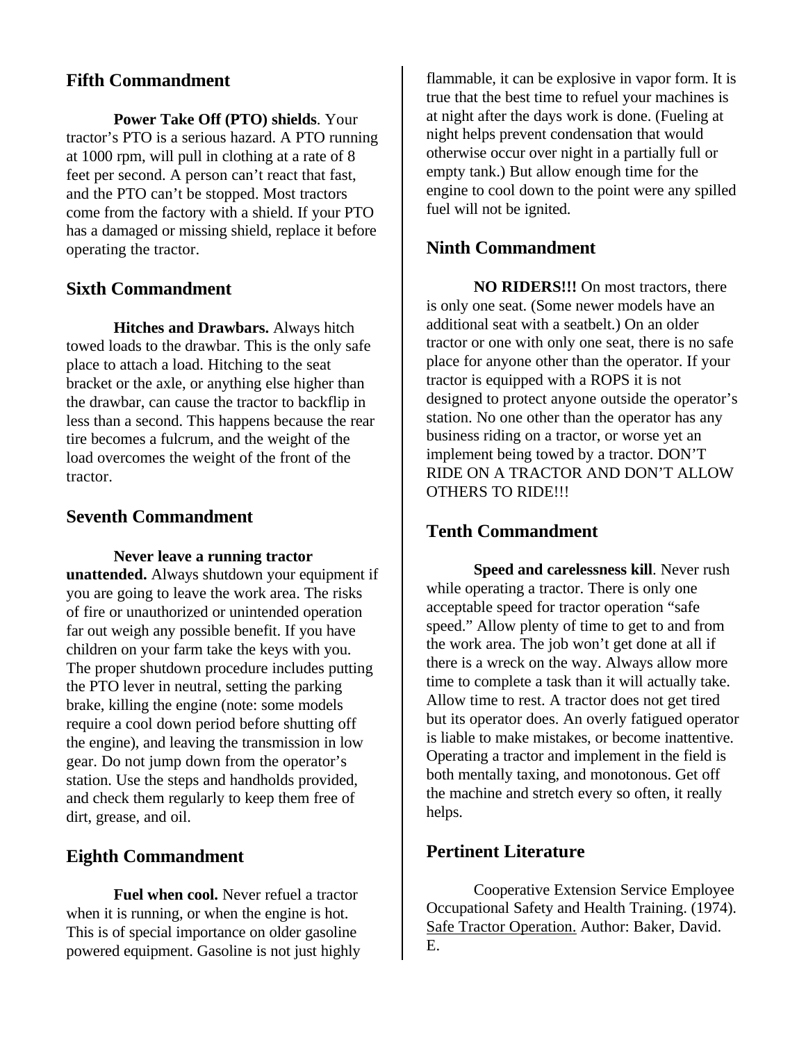## Fifth Commandment

**Power Take Off (PTO) shields**. Your tractor's PTO is a serious hazard. A PTO running at 1000 rpm, will pull in clothing at a rate of 8 feet per second. A person can't react that fast, and the PTO can't be stopped. Most tractors come from the factory with a shield. If your PTO has a damaged or missing shield, replace it before operating the tractor.

## Sixth Commandment

**Hitches and Drawbars.** Always hitch towed loads to the drawbar. This is the only safe place to attach a load. Hitching to the seat bracket or the axle, or anything else higher than the drawbar, can cause the tractor to backflip in less than a second. This happens because the rear tire becomes a fulcrum, and the weight of the load overcomes the weight of the front of the tractor.

## Seventh Commandment

**Never leave a running tractor unattended.** Always shutdown your equipment if you are going to leave the work area. The risks of fire or unauthorized or unintended operation far out weigh any possible benefit. If you have children on your farm take the keys with you. The proper shutdown procedure includes putting the PTO lever in neutral, setting the parking brake, killing the engine (note: some models require a cool down period before shutting off the engine), and leaving the transmission in low gear. Do not jump down from the operator's station. Use the steps and handholds provided, and check them regularly to keep them free of dirt, grease, and oil.

## Eighth Commandment

**Fuel when cool.** Never refuel a tractor when it is running, or when the engine is hot. This is of special importance on older gasoline powered equipment. Gasoline is not just highly flammable, it can be explosive in vapor form. It is true that the best time to refuel your machines is at night after the days work is done. (Fueling at night helps prevent condensation that would otherwise occur over night in a partially full or empty tank.) But allow enough time for the engine to cool down to the point were any spilled fuel will not be ignited.

## Ninth Commandment

**NO RIDERS!!!** On most tractors, there is only one seat. (Some newer models have an additional seat with a seatbelt.) On an older tractor or one with only one seat, there is no safe place for anyone other than the operator. If your tractor is equipped with a ROPS it is not designed to protect anyone outside the operator's station. No one other than the operator has any business riding on a tractor, or worse yet an implement being towed by a tractor. DON'T RIDE ON A TRACTOR AND DON'T ALLOW OTHERS TO RIDE!!!

## Tenth Commandment

**Speed and carelessness kill**. Never rush while operating a tractor. There is only one acceptable speed for tractor operation "safe speed." Allow plenty of time to get to and from the work area. The job won't get done at all if there is a wreck on the way. Always allow more time to complete a task than it will actually take. Allow time to rest. A tractor does not get tired but its operator does. An overly fatigued operator is liable to make mistakes, or become inattentive. Operating a tractor and implement in the field is both mentally taxing, and monotonous. Get off the machine and stretch every so often, it really helps.

## Pertinent Literature

Cooperative Extension Service Employee Occupational Safety and Health Training. (1974). <u>Safe Tractor Operation.</u> Author: Baker, David. E.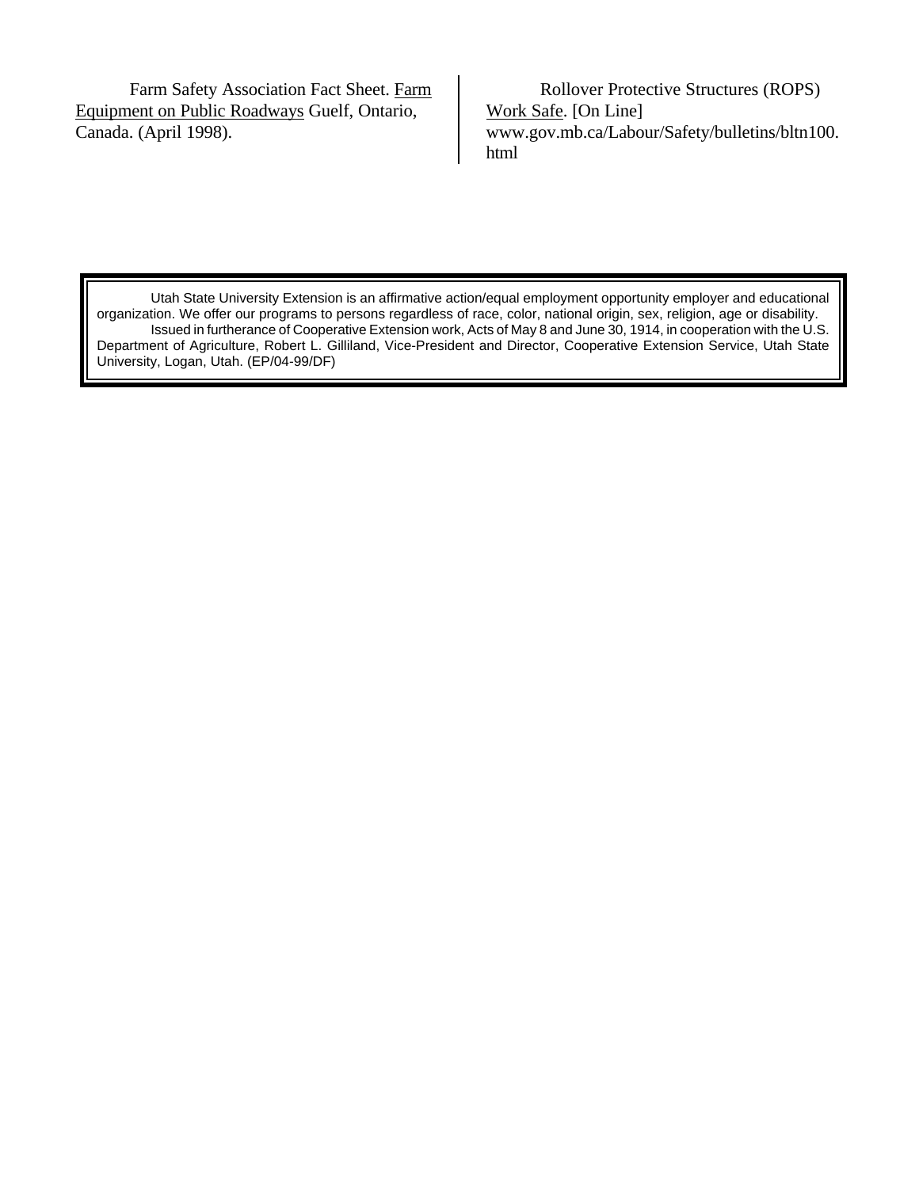Farm Safety Association Fact Sheet. Farm Equipment on Public Roadways Guelf, Ontario, Canada. (April 1998).

Rollover Protective Structures (ROPS) Work Safe. [On Line] www.gov.mb.ca/Labour/Safety/bulletins/bltn100.html

Utah State University Extension is an affirmative action/equal employment opportunity employer and educational organization. We offer our programs to persons regardless of race, color, national origin, sex, religion, age or disability.

Issued in furtherance of Cooperative Extension work, Acts of May 8 and June 30, 1914, in cooperation with the U.S. Department of Agriculture, Robert L. Gilliland, Vice-President and Director, Cooperative Extension Service, Utah State University, Logan, Utah. (EP/04-99/DF)